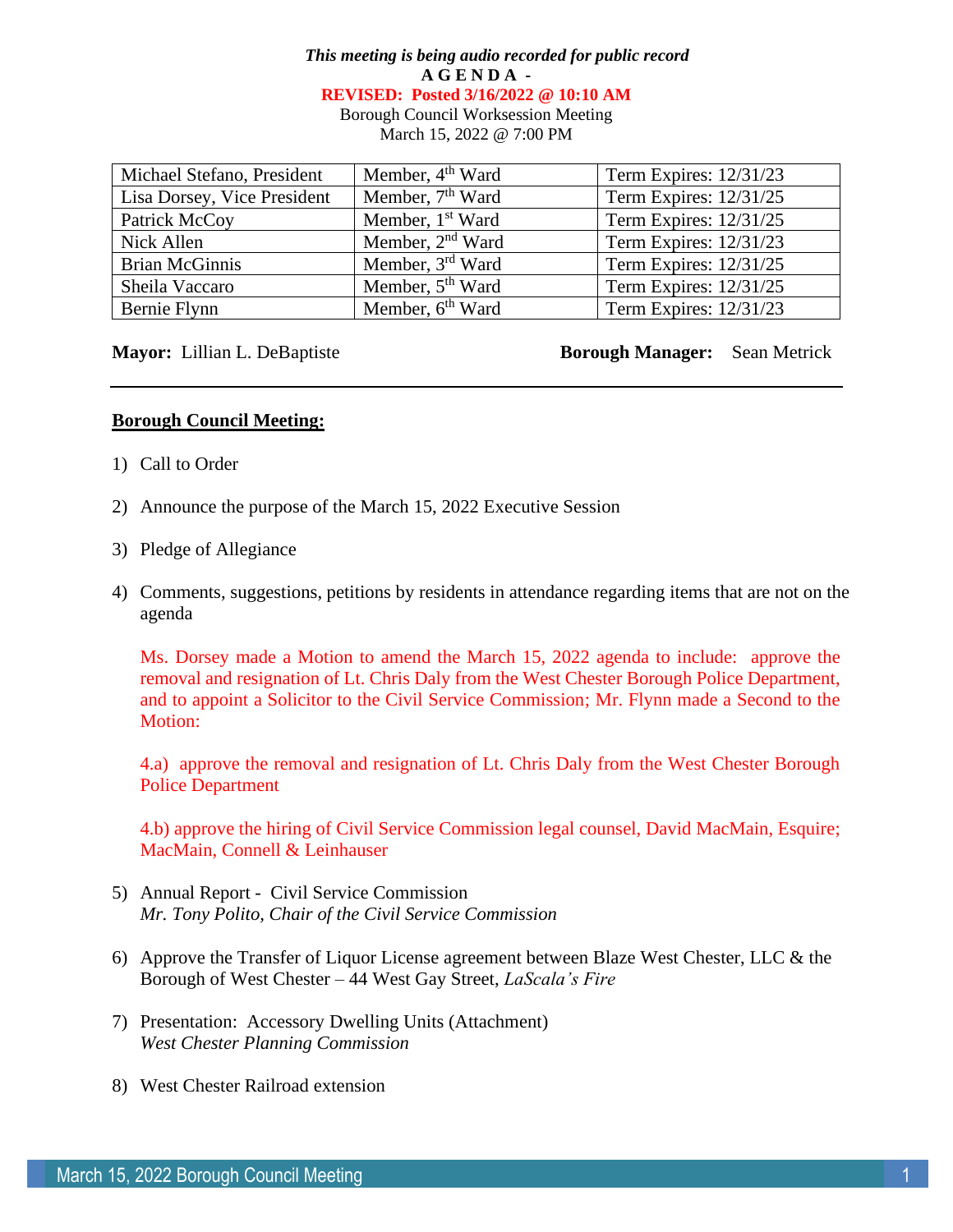***This meeting is being audio recorded for public record***

**A G E N D A -**

**REVISED: Posted 3/16/2022 @ 10:10 AM**

Borough Council Worksession Meeting

March 15, 2022 @ 7:00 PM

| | | |
|---|---|---|
| Michael Stefano, President | Member, 4th Ward | Term Expires: 12/31/23 |
| Lisa Dorsey, Vice President | Member, 7th Ward | Term Expires: 12/31/25 |
| Patrick McCoy | Member, 1st Ward | Term Expires: 12/31/25 |
| Nick Allen | Member, 2nd Ward | Term Expires: 12/31/23 |
| Brian McGinnis | Member, 3rd Ward | Term Expires: 12/31/25 |
| Sheila Vaccaro | Member, 5th Ward | Term Expires: 12/31/25 |
| Bernie Flynn | Member, 6th Ward | Term Expires: 12/31/23 |

**Mayor:** Lillian L. DeBaptiste **Borough Manager:** Sean Metrick

---

**Borough Council Meeting:**

1) Call to Order

2) Announce the purpose of the March 15, 2022 Executive Session

3) Pledge of Allegiance

4) Comments, suggestions, petitions by residents in attendance regarding items that are not on the agenda

   Ms. Dorsey made a Motion to amend the March 15, 2022 agenda to include: approve the removal and resignation of Lt. Chris Daly from the West Chester Borough Police Department, and to appoint a Solicitor to the Civil Service Commission; Mr. Flynn made a Second to the Motion:

   4.a) approve the removal and resignation of Lt. Chris Daly from the West Chester Borough Police Department

   4.b) approve the hiring of Civil Service Commission legal counsel, David MacMain, Esquire; MacMain, Connell & Leinhauser

5) Annual Report - Civil Service Commission
   *Mr. Tony Polito, Chair of the Civil Service Commission*

6) Approve the Transfer of Liquor License agreement between Blaze West Chester, LLC & the Borough of West Chester – 44 West Gay Street, *LaScala's Fire*

7) Presentation: Accessory Dwelling Units (Attachment)
   *West Chester Planning Commission*

8) West Chester Railroad extension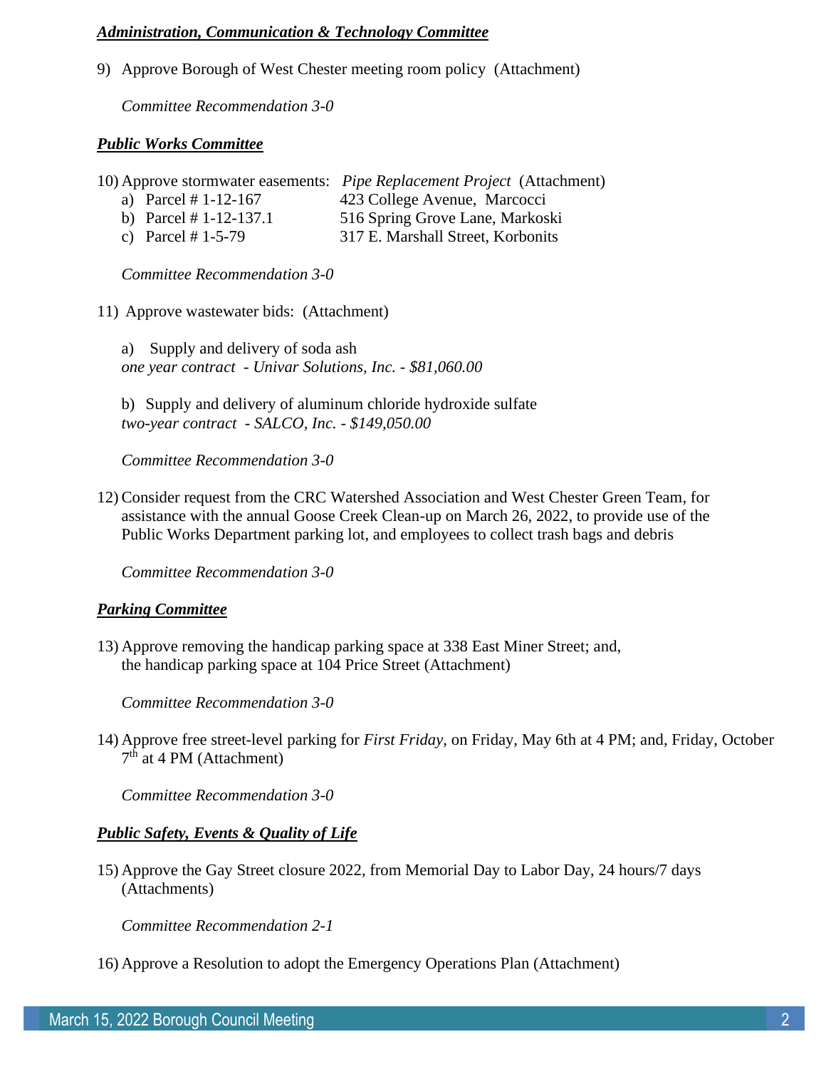***Administration, Communication & Technology Committee***

9) Approve Borough of West Chester meeting room policy (Attachment)

   *Committee Recommendation 3-0*

***Public Works Committee***

10) Approve stormwater easements: *Pipe Replacement Project* (Attachment)
   a) Parcel # 1-12-167 — 423 College Avenue, Marcocci
   b) Parcel # 1-12-137.1 — 516 Spring Grove Lane, Markoski
   c) Parcel # 1-5-79 — 317 E. Marshall Street, Korbonits

   *Committee Recommendation 3-0*

11) Approve wastewater bids: (Attachment)

   a) Supply and delivery of soda ash
   *one year contract - Univar Solutions, Inc. - $81,060.00*

   b) Supply and delivery of aluminum chloride hydroxide sulfate
   *two-year contract - SALCO, Inc. - $149,050.00*

   *Committee Recommendation 3-0*

12) Consider request from the CRC Watershed Association and West Chester Green Team, for assistance with the annual Goose Creek Clean-up on March 26, 2022, to provide use of the Public Works Department parking lot, and employees to collect trash bags and debris

   *Committee Recommendation 3-0*

***Parking Committee***

13) Approve removing the handicap parking space at 338 East Miner Street; and, the handicap parking space at 104 Price Street (Attachment)

   *Committee Recommendation 3-0*

14) Approve free street-level parking for *First Friday*, on Friday, May 6th at 4 PM; and, Friday, October 7th at 4 PM (Attachment)

   *Committee Recommendation 3-0*

***Public Safety, Events & Quality of Life***

15) Approve the Gay Street closure 2022, from Memorial Day to Labor Day, 24 hours/7 days (Attachments)

   *Committee Recommendation 2-1*

16) Approve a Resolution to adopt the Emergency Operations Plan (Attachment)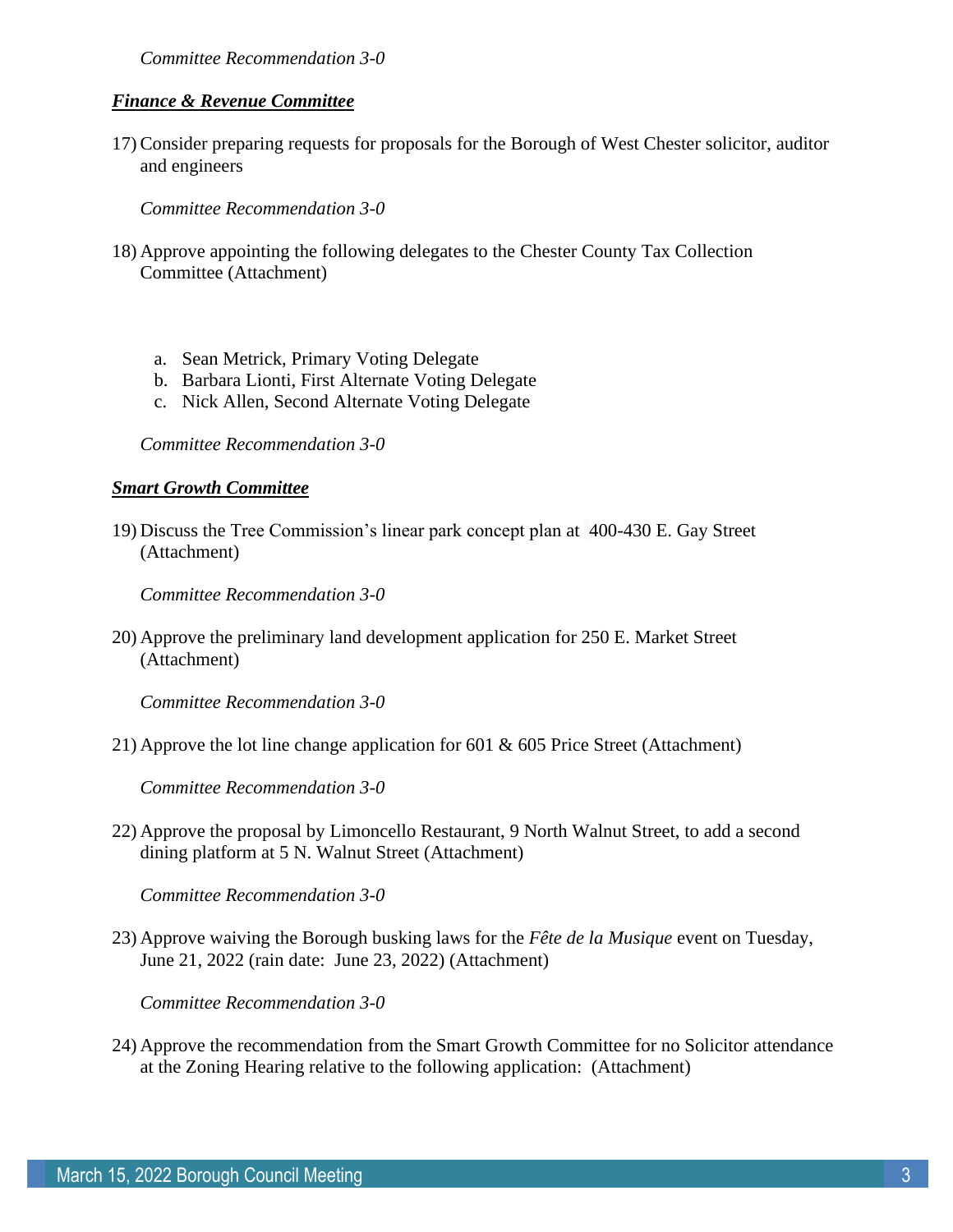*Committee Recommendation 3-0*

***Finance & Revenue Committee***

17) Consider preparing requests for proposals for the Borough of West Chester solicitor, auditor and engineers

    *Committee Recommendation 3-0*

18) Approve appointing the following delegates to the Chester County Tax Collection Committee (Attachment)

    a. Sean Metrick, Primary Voting Delegate
    b. Barbara Lionti, First Alternate Voting Delegate
    c. Nick Allen, Second Alternate Voting Delegate

    *Committee Recommendation 3-0*

***Smart Growth Committee***

19) Discuss the Tree Commission's linear park concept plan at 400-430 E. Gay Street (Attachment)

    *Committee Recommendation 3-0*

20) Approve the preliminary land development application for 250 E. Market Street (Attachment)

    *Committee Recommendation 3-0*

21) Approve the lot line change application for 601 & 605 Price Street (Attachment)

    *Committee Recommendation 3-0*

22) Approve the proposal by Limoncello Restaurant, 9 North Walnut Street, to add a second dining platform at 5 N. Walnut Street (Attachment)

    *Committee Recommendation 3-0*

23) Approve waiving the Borough busking laws for the *Fête de la Musique* event on Tuesday, June 21, 2022 (rain date: June 23, 2022) (Attachment)

    *Committee Recommendation 3-0*

24) Approve the recommendation from the Smart Growth Committee for no Solicitor attendance at the Zoning Hearing relative to the following application: (Attachment)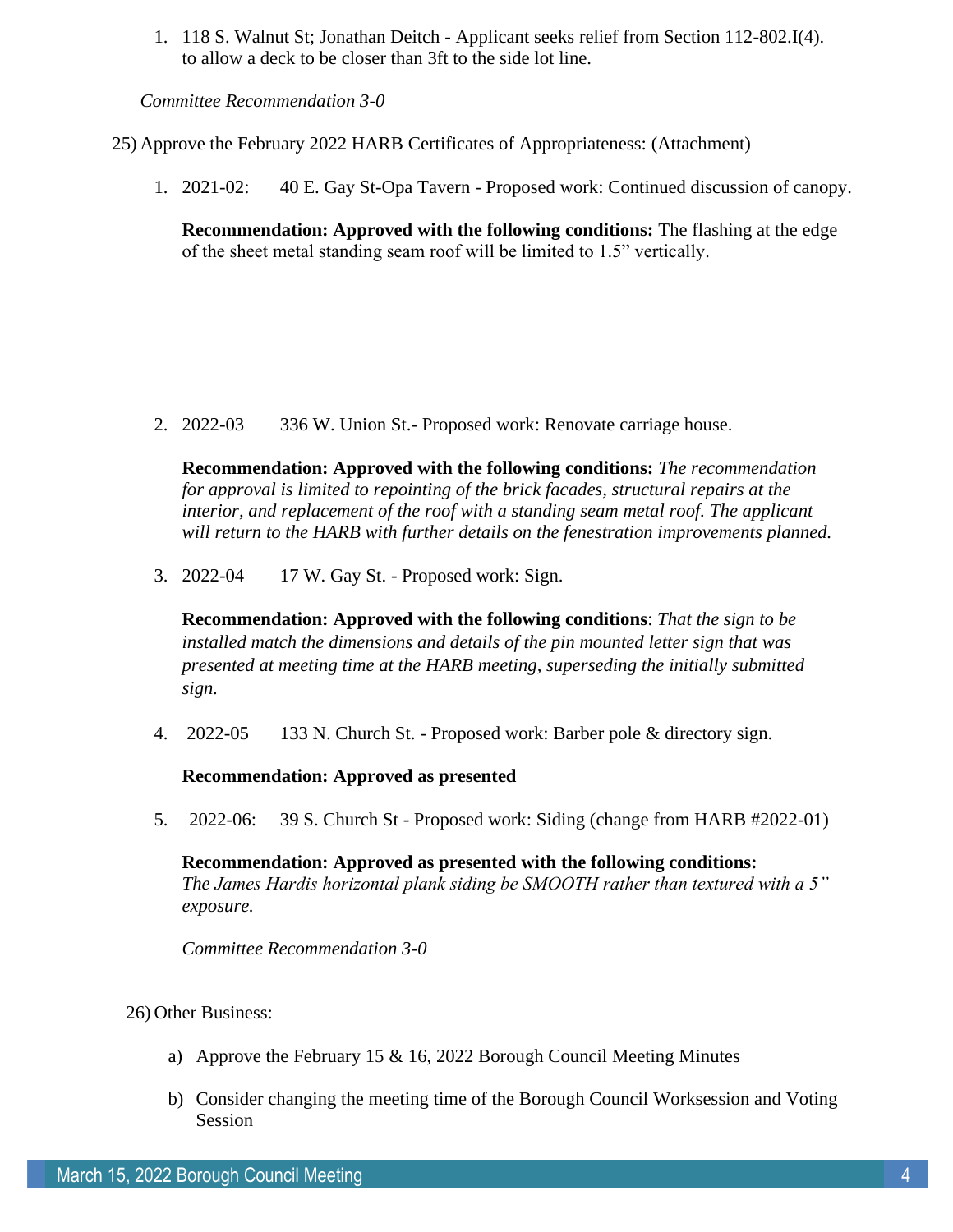1. 118 S. Walnut St; Jonathan Deitch - Applicant seeks relief from Section 112-802.I(4). to allow a deck to be closer than 3ft to the side lot line.

*Committee Recommendation 3-0*

25) Approve the February 2022 HARB Certificates of Appropriateness: (Attachment)

1. 2021-02: 40 E. Gay St-Opa Tavern - Proposed work: Continued discussion of canopy.

   **Recommendation: Approved with the following conditions:** The flashing at the edge of the sheet metal standing seam roof will be limited to 1.5" vertically.

2. 2022-03 336 W. Union St.- Proposed work: Renovate carriage house.

   **Recommendation: Approved with the following conditions:** *The recommendation for approval is limited to repointing of the brick facades, structural repairs at the interior, and replacement of the roof with a standing seam metal roof. The applicant will return to the HARB with further details on the fenestration improvements planned.*

3. 2022-04 17 W. Gay St. - Proposed work: Sign.

   **Recommendation: Approved with the following conditions**: *That the sign to be installed match the dimensions and details of the pin mounted letter sign that was presented at meeting time at the HARB meeting, superseding the initially submitted sign.*

4. 2022-05 133 N. Church St. - Proposed work: Barber pole & directory sign.

   **Recommendation: Approved as presented**

5. 2022-06: 39 S. Church St - Proposed work: Siding (change from HARB #2022-01)

   **Recommendation: Approved as presented with the following conditions:** *The James Hardis horizontal plank siding be SMOOTH rather than textured with a 5" exposure.*

   *Committee Recommendation 3-0*

26) Other Business:

a) Approve the February 15 & 16, 2022 Borough Council Meeting Minutes

b) Consider changing the meeting time of the Borough Council Worksession and Voting Session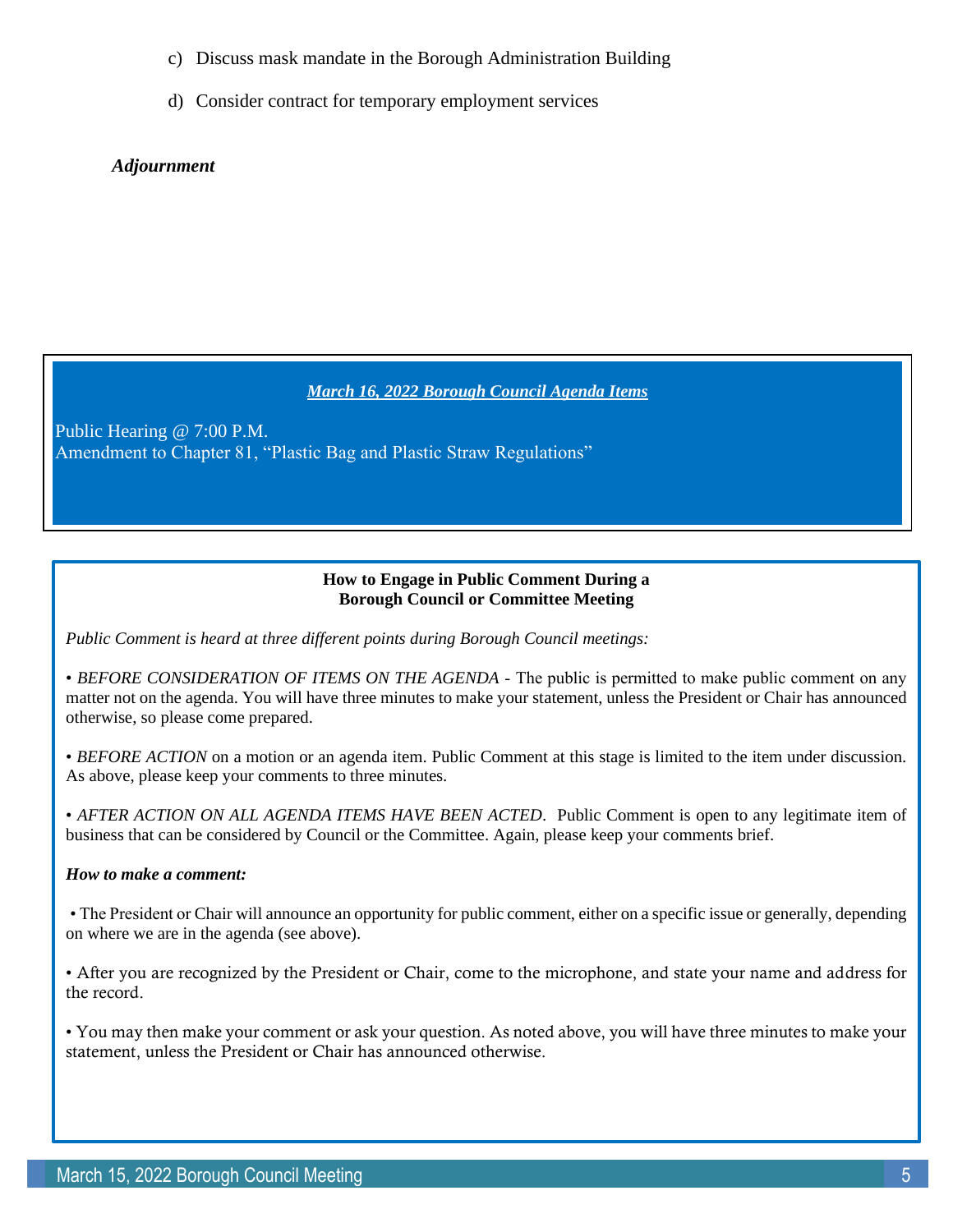c) Discuss mask mandate in the Borough Administration Building

d) Consider contract for temporary employment services

***Adjournment***

***March 16, 2022 Borough Council Agenda Items***

Public Hearing @ 7:00 P.M.
Amendment to Chapter 81, "Plastic Bag and Plastic Straw Regulations"

**How to Engage in Public Comment During a Borough Council or Committee Meeting**

*Public Comment is heard at three different points during Borough Council meetings:*

• *BEFORE CONSIDERATION OF ITEMS ON THE AGENDA* - The public is permitted to make public comment on any matter not on the agenda. You will have three minutes to make your statement, unless the President or Chair has announced otherwise, so please come prepared.

• *BEFORE ACTION* on a motion or an agenda item. Public Comment at this stage is limited to the item under discussion. As above, please keep your comments to three minutes.

• *AFTER ACTION ON ALL AGENDA ITEMS HAVE BEEN ACTED.* Public Comment is open to any legitimate item of business that can be considered by Council or the Committee. Again, please keep your comments brief.

***How to make a comment:***

• The President or Chair will announce an opportunity for public comment, either on a specific issue or generally, depending on where we are in the agenda (see above).

• After you are recognized by the President or Chair, come to the microphone, and state your name and address for the record.

• You may then make your comment or ask your question. As noted above, you will have three minutes to make your statement, unless the President or Chair has announced otherwise.